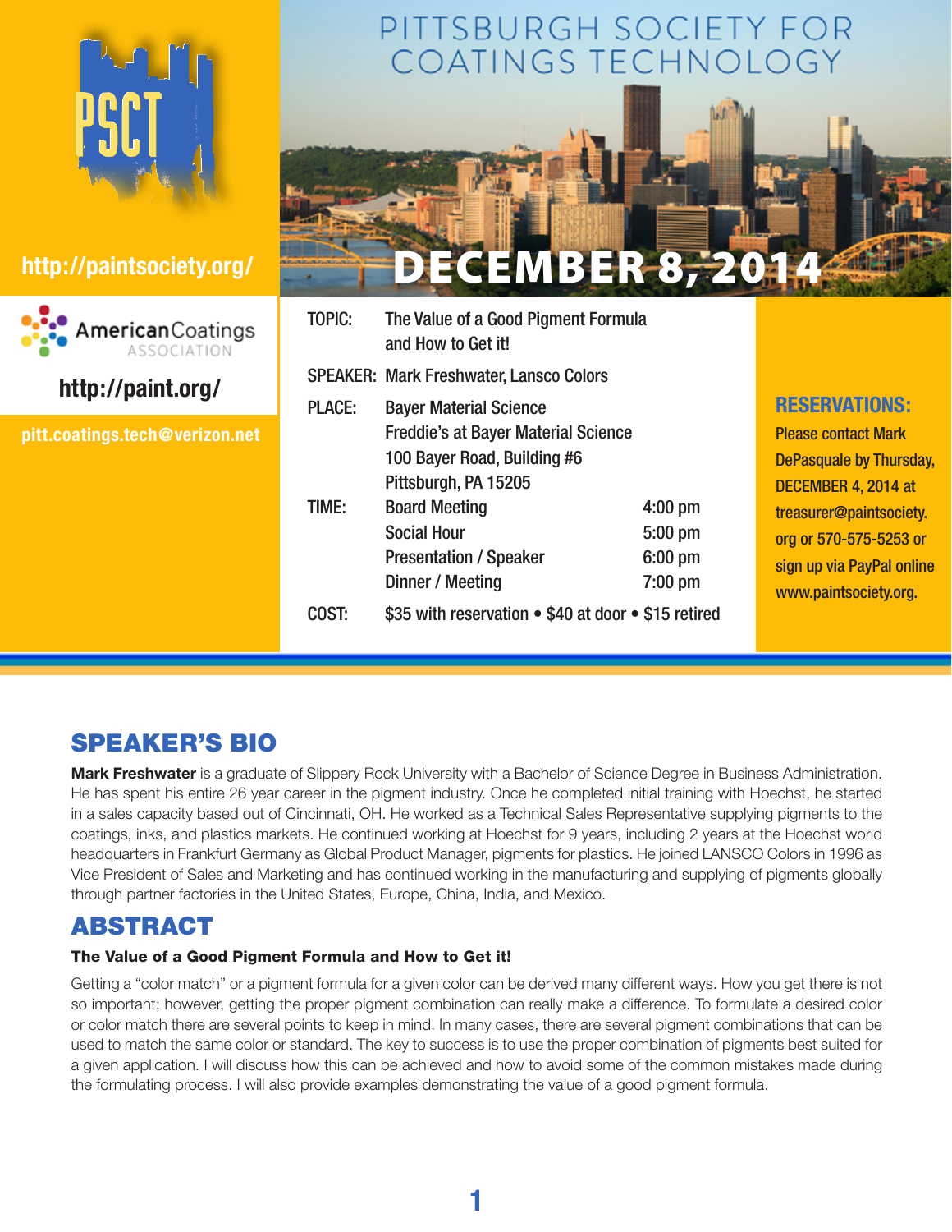# PITTSBURGH SOCIETY FOR COATINGS TECHNOLOGY

PSCT

http://paintsociety.org/

American Coatings ASSOCIATION

http://paint.org/

pitt.coatings.tech@verizon.net

## DECEMBER 8, 2014

| | | |
|---|---|---|
| TOPIC: | The Value of a Good Pigment Formula and How to Get it! | |
| SPEAKER: | Mark Freshwater, Lansco Colors | |
| PLACE: | Bayer Material Science<br>Freddie's at Bayer Material Science<br>100 Bayer Road, Building #6<br>Pittsburgh, PA 15205 | |
| TIME: | Board Meeting | 4:00 pm |
| | Social Hour | 5:00 pm |
| | Presentation / Speaker | 6:00 pm |
| | Dinner / Meeting | 7:00 pm |
| COST: | $35 with reservation • $40 at door • $15 retired | |

**RESERVATIONS:**
Please contact Mark DePasquale by Thursday, DECEMBER 4, 2014 at treasurer@paintsociety.org or 570-575-5253 or sign up via PayPal online www.paintsociety.org.

## SPEAKER'S BIO

**Mark Freshwater** is a graduate of Slippery Rock University with a Bachelor of Science Degree in Business Administration. He has spent his entire 26 year career in the pigment industry. Once he completed initial training with Hoechst, he started in a sales capacity based out of Cincinnati, OH. He worked as a Technical Sales Representative supplying pigments to the coatings, inks, and plastics markets. He continued working at Hoechst for 9 years, including 2 years at the Hoechst world headquarters in Frankfurt Germany as Global Product Manager, pigments for plastics. He joined LANSCO Colors in 1996 as Vice President of Sales and Marketing and has continued working in the manufacturing and supplying of pigments globally through partner factories in the United States, Europe, China, India, and Mexico.

## ABSTRACT

**The Value of a Good Pigment Formula and How to Get it!**

Getting a "color match" or a pigment formula for a given color can be derived many different ways. How you get there is not so important; however, getting the proper pigment combination can really make a difference. To formulate a desired color or color match there are several points to keep in mind. In many cases, there are several pigment combinations that can be used to match the same color or standard. The key to success is to use the proper combination of pigments best suited for a given application. I will discuss how this can be achieved and how to avoid some of the common mistakes made during the formulating process. I will also provide examples demonstrating the value of a good pigment formula.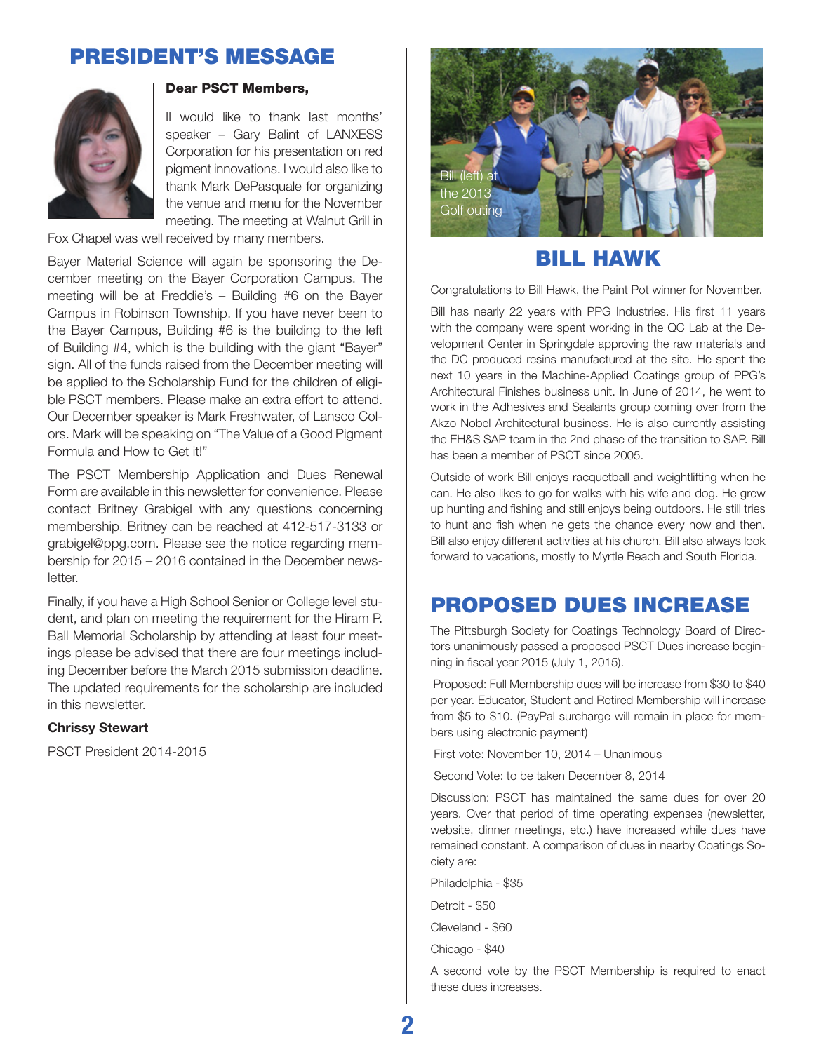# PRESIDENT'S MESSAGE

**Dear PSCT Members,**

II would like to thank last months' speaker – Gary Balint of LANXESS Corporation for his presentation on red pigment innovations. I would also like to thank Mark DePasquale for organizing the venue and menu for the November meeting. The meeting at Walnut Grill in Fox Chapel was well received by many members.

Bayer Material Science will again be sponsoring the December meeting on the Bayer Corporation Campus. The meeting will be at Freddie's – Building #6 on the Bayer Campus in Robinson Township. If you have never been to the Bayer Campus, Building #6 is the building to the left of Building #4, which is the building with the giant "Bayer" sign. All of the funds raised from the December meeting will be applied to the Scholarship Fund for the children of eligible PSCT members. Please make an extra effort to attend. Our December speaker is Mark Freshwater, of Lansco Colors. Mark will be speaking on "The Value of a Good Pigment Formula and How to Get it!"

The PSCT Membership Application and Dues Renewal Form are available in this newsletter for convenience. Please contact Britney Grabigel with any questions concerning membership. Britney can be reached at 412-517-3133 or grabigel@ppg.com. Please see the notice regarding membership for 2015 – 2016 contained in the December newsletter.

Finally, if you have a High School Senior or College level student, and plan on meeting the requirement for the Hiram P. Ball Memorial Scholarship by attending at least four meetings please be advised that there are four meetings including December before the March 2015 submission deadline. The updated requirements for the scholarship are included in this newsletter.

**Chrissy Stewart**

PSCT President 2014-2015

Bill (left) at the 2013 Golf outing

# BILL HAWK

Congratulations to Bill Hawk, the Paint Pot winner for November.

Bill has nearly 22 years with PPG Industries. His first 11 years with the company were spent working in the QC Lab at the Development Center in Springdale approving the raw materials and the DC produced resins manufactured at the site. He spent the next 10 years in the Machine-Applied Coatings group of PPG's Architectural Finishes business unit. In June of 2014, he went to work in the Adhesives and Sealants group coming over from the Akzo Nobel Architectural business. He is also currently assisting the EH&S SAP team in the 2nd phase of the transition to SAP. Bill has been a member of PSCT since 2005.

Outside of work Bill enjoys racquetball and weightlifting when he can. He also likes to go for walks with his wife and dog. He grew up hunting and fishing and still enjoys being outdoors. He still tries to hunt and fish when he gets the chance every now and then. Bill also enjoy different activities at his church. Bill also always look forward to vacations, mostly to Myrtle Beach and South Florida.

# PROPOSED DUES INCREASE

The Pittsburgh Society for Coatings Technology Board of Directors unanimously passed a proposed PSCT Dues increase beginning in fiscal year 2015 (July 1, 2015).

Proposed: Full Membership dues will be increase from $30 to $40 per year. Educator, Student and Retired Membership will increase from $5 to $10. (PayPal surcharge will remain in place for members using electronic payment)

First vote: November 10, 2014 – Unanimous

Second Vote: to be taken December 8, 2014

Discussion: PSCT has maintained the same dues for over 20 years. Over that period of time operating expenses (newsletter, website, dinner meetings, etc.) have increased while dues have remained constant. A comparison of dues in nearby Coatings Society are:

Philadelphia - $35

Detroit - $50

Cleveland - $60

Chicago - $40

A second vote by the PSCT Membership is required to enact these dues increases.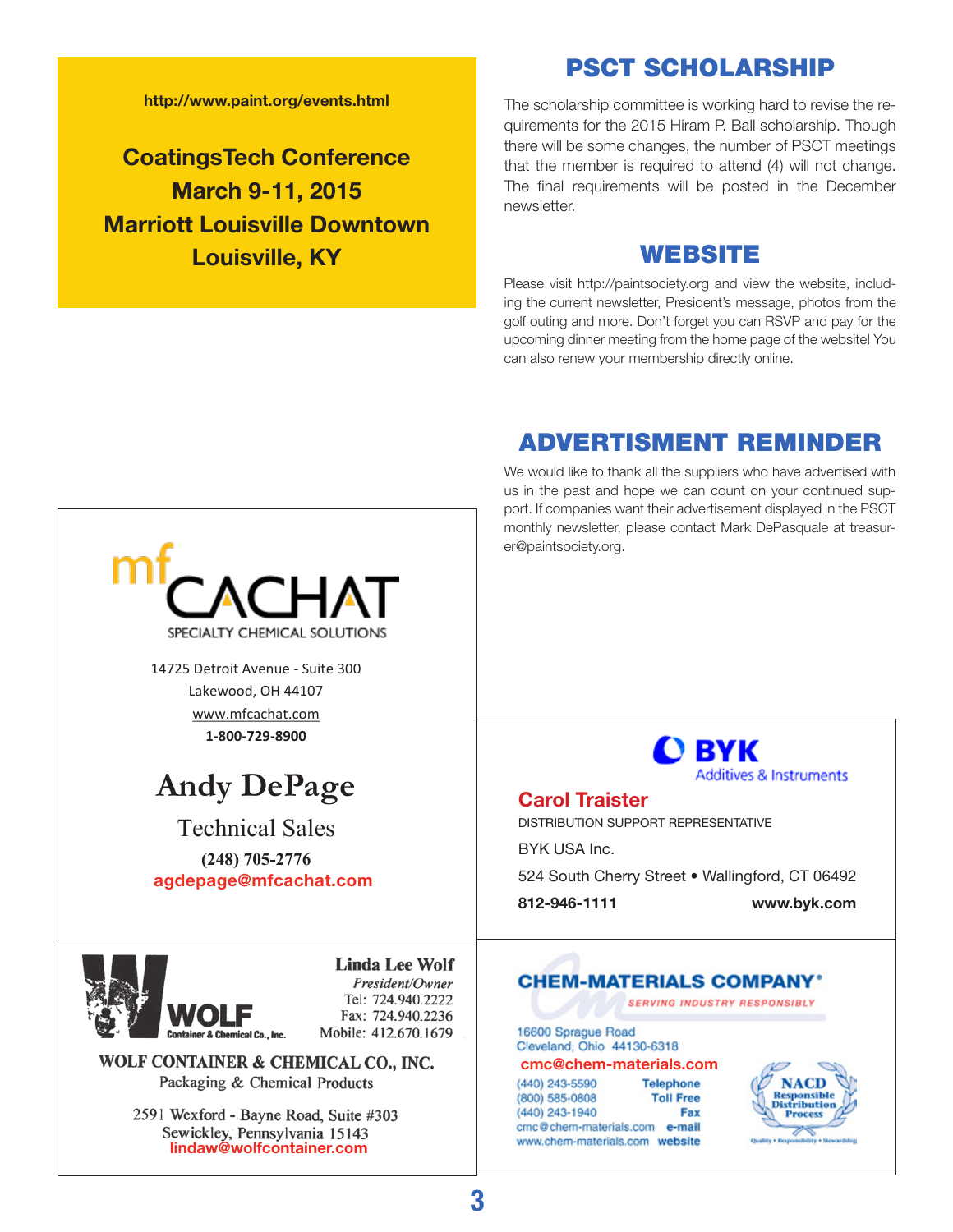http://www.paint.org/events.html

**CoatingsTech Conference**
**March 9-11, 2015**
**Marriott Louisville Downtown**
**Louisville, KY**

## PSCT SCHOLARSHIP

The scholarship committee is working hard to revise the requirements for the 2015 Hiram P. Ball scholarship. Though there will be some changes, the number of PSCT meetings that the member is required to attend (4) will not change. The final requirements will be posted in the December newsletter.

## WEBSITE

Please visit http://paintsociety.org and view the website, including the current newsletter, President's message, photos from the golf outing and more. Don't forget you can RSVP and pay for the upcoming dinner meeting from the home page of the website! You can also renew your membership directly online.

## ADVERTISMENT REMINDER

We would like to thank all the suppliers who have advertised with us in the past and hope we can count on your continued support. If companies want their advertisement displayed in the PSCT monthly newsletter, please contact Mark DePasquale at treasurer@paintsociety.org.

---

**mf CACHAT**
SPECIALTY CHEMICAL SOLUTIONS

14725 Detroit Avenue - Suite 300
Lakewood, OH 44107
www.mfcachat.com
**1-800-729-8900**

**Andy DePage**
Technical Sales
**(248) 705-2776**
**agdepage@mfcachat.com**

---

**BYK**
Additives & Instruments

**Carol Traister**
DISTRIBUTION SUPPORT REPRESENTATIVE
BYK USA Inc.
524 South Cherry Street • Wallingford, CT 06492
**812-946-1111** **www.byk.com**

---

**WOLF**
Container & Chemical Co., Inc.

**Linda Lee Wolf**
*President/Owner*
Tel: 724.940.2222
Fax: 724.940.2236
Mobile: 412.670.1679

**WOLF CONTAINER & CHEMICAL CO., INC.**
Packaging & Chemical Products

2591 Wexford - Bayne Road, Suite #303
Sewickley, Pennsylvania 15143
**lindaw@wolfcontainer.com**

---

**CHEM-MATERIALS COMPANY**
SERVING INDUSTRY RESPONSIBLY

16600 Sprague Road
Cleveland, Ohio 44130-6318
**cmc@chem-materials.com**

(440) 243-5590 **Telephone**
(800) 585-0808 **Toll Free**
(440) 243-1940 **Fax**
cmc@chem-materials.com **e-mail**
www.chem-materials.com **website**

NACD Responsible Distribution Process
Quality • Responsibility • Stewardship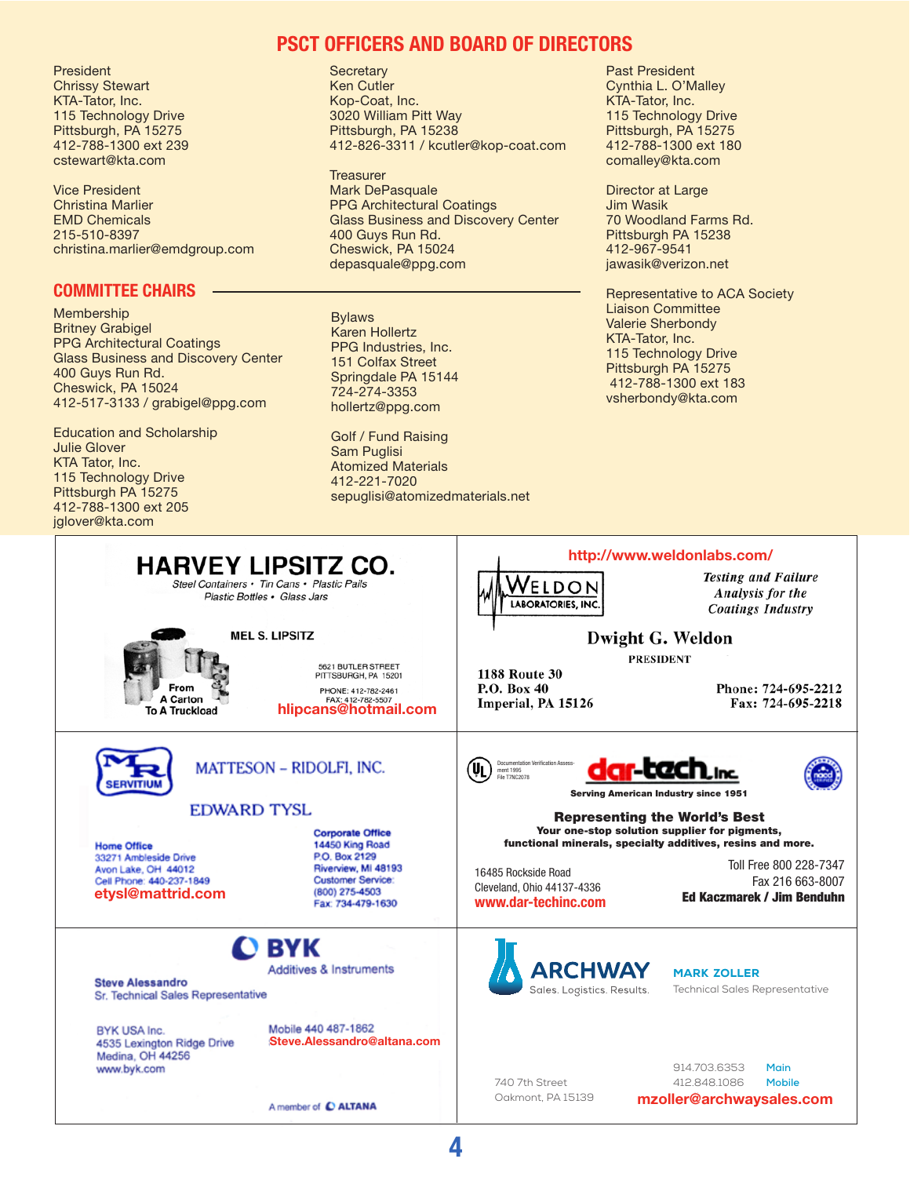# PSCT OFFICERS AND BOARD OF DIRECTORS

President
Chrissy Stewart
KTA-Tator, Inc.
115 Technology Drive
Pittsburgh, PA 15275
412-788-1300 ext 239
cstewart@kta.com

Vice President
Christina Marlier
EMD Chemicals
215-510-8397
christina.marlier@emdgroup.com

Secretary
Ken Cutler
Kop-Coat, Inc.
3020 William Pitt Way
Pittsburgh, PA 15238
412-826-3311 / kcutler@kop-coat.com

Treasurer
Mark DePasquale
PPG Architectural Coatings
Glass Business and Discovery Center
400 Guys Run Rd.
Cheswick, PA 15024
depasquale@ppg.com

Past President
Cynthia L. O'Malley
KTA-Tator, Inc.
115 Technology Drive
Pittsburgh, PA 15275
412-788-1300 ext 180
comalley@kta.com

Director at Large
Jim Wasik
70 Woodland Farms Rd.
Pittsburgh PA 15238
412-967-9541
jawasik@verizon.net

Representative to ACA Society Liaison Committee
Valerie Sherbondy
KTA-Tator, Inc.
115 Technology Drive
Pittsburgh PA 15275
412-788-1300 ext 183
vsherbondy@kta.com

## COMMITTEE CHAIRS

Membership
Britney Grabigel
PPG Architectural Coatings
Glass Business and Discovery Center
400 Guys Run Rd.
Cheswick, PA 15024
412-517-3133 / grabigel@ppg.com

Education and Scholarship
Julie Glover
KTA Tator, Inc.
115 Technology Drive
Pittsburgh PA 15275
412-788-1300 ext 205
jglover@kta.com

Bylaws
Karen Hollertz
PPG Industries, Inc.
151 Colfax Street
Springdale PA 15144
724-274-3353
hollertz@ppg.com

Golf / Fund Raising
Sam Puglisi
Atomized Materials
412-221-7020
sepuglisi@atomizedmaterials.net

---

**HARVEY LIPSITZ CO.**
Steel Containers • Tin Cans • Plastic Pails
Plastic Bottles • Glass Jars

From A Carton To A Truckload

MEL S. LIPSITZ
5621 BUTLER STREET
PITTSBURGH, PA 15201
PHONE: 412-782-2461
FAX: 412-782-5507
hlipcans@hotmail.com

---

http://www.weldonlabs.com/

**WELDON LABORATORIES, INC.**

*Testing and Failure Analysis for the Coatings Industry*

Dwight G. Weldon
PRESIDENT

1188 Route 30
P.O. Box 40
Imperial, PA 15126

Phone: 724-695-2212
Fax: 724-695-2218

---

**MATTESON – RIDOLFI, INC.**
SERVITIUM

EDWARD TYSL

Home Office
33271 Ambleside Drive
Avon Lake, OH 44012
Cell Phone: 440-237-1849
etysl@mattrid.com

Corporate Office
14450 King Road
P.O. Box 2129
Riverview, MI 48193
Customer Service:
(800) 275-4503
Fax: 734-479-1630

---

Documentation Verification Assessment 1995
File T7NC2078

**dar-tech Inc.**
Serving American Industry since 1951

**Representing the World's Best**
**Your one-stop solution supplier for pigments, functional minerals, specialty additives, resins and more.**

16485 Rockside Road
Cleveland, Ohio 44137-4336
www.dar-techinc.com

Toll Free 800 228-7347
Fax 216 663-8007
**Ed Kaczmarek / Jim Benduhn**

---

**BYK**
Additives & Instruments

Steve Alessandro
Sr. Technical Sales Representative

BYK USA Inc.
4535 Lexington Ridge Drive
Medina, OH 44256
www.byk.com

Mobile 440 487-1862
Steve.Alessandro@altana.com

A member of ALTANA

---

**ARCHWAY**
Sales. Logistics. Results.

MARK ZOLLER
Technical Sales Representative

740 7th Street
Oakmont, PA 15139

914.703.6353 Main
412.848.1086 Mobile
mzoller@archwaysales.com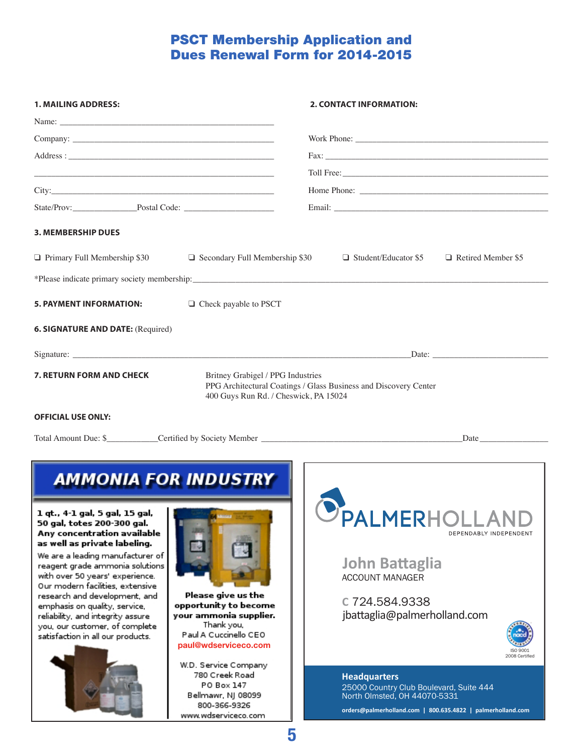# PSCT Membership Application and Dues Renewal Form for 2014-2015

**1. MAILING ADDRESS:**

Name: ______________________________________________

Company: ____________________________________________

Address : _____________________________________________

_____________________________________________________

City:________________________________________________

State/Prov:______________Postal Code: ___________________

**2. CONTACT INFORMATION:**

Work Phone: __________________________________________

Fax: ________________________________________________

Toll Free:_____________________________________________

Home Phone: __________________________________________

Email: _______________________________________________

**3. MEMBERSHIP DUES**

❑ Primary Full Membership $30 ❑ Secondary Full Membership $30 ❑ Student/Educator $5 ❑ Retired Member $5

*Please indicate primary society membership:___________________________________________________

**5. PAYMENT INFORMATION:** ❑ Check payable to PSCT

**6. SIGNATURE AND DATE:** (Required)

Signature: ______________________________________________________Date: ____________________

**7. RETURN FORM AND CHECK**

Britney Grabigel / PPG Industries
PPG Architectural Coatings / Glass Business and Discovery Center
400 Guys Run Rd. / Cheswick, PA 15024

**OFFICIAL USE ONLY:**

Total Amount Due: $__________Certified by Society Member ______________________________________Date______________

## AMMONIA FOR INDUSTRY

**1 qt., 4-1 gal, 5 gal, 15 gal, 50 gal, totes 200-300 gal. Any concentration available as well as private labeling.**

We are a leading manufacturer of reagent grade ammonia solutions with over 50 years' experience. Our modern facilities, extensive research and development, and emphasis on quality, service, reliability, and integrity assure you, our customer, of complete satisfaction in all our products.

**Please give us the opportunity to become your ammonia supplier.**

Thank you,
Paul A Cuccinello CEO
paul@wdserviceco.com

W.D. Service Company
780 Creek Road
PO Box 147
Bellmawr, NJ 08099
800-366-9326
www.wdserviceco.com

PALMERHOLLAND
DEPENDABLY INDEPENDENT

**John Battaglia**
ACCOUNT MANAGER

C 724.584.9338
jbattaglia@palmerholland.com

ISO 9001
2008 Certified

**Headquarters**
25000 Country Club Boulevard, Suite 444
North Olmsted, OH 44070-5331

orders@palmerholland.com | 800.635.4822 | palmerholland.com